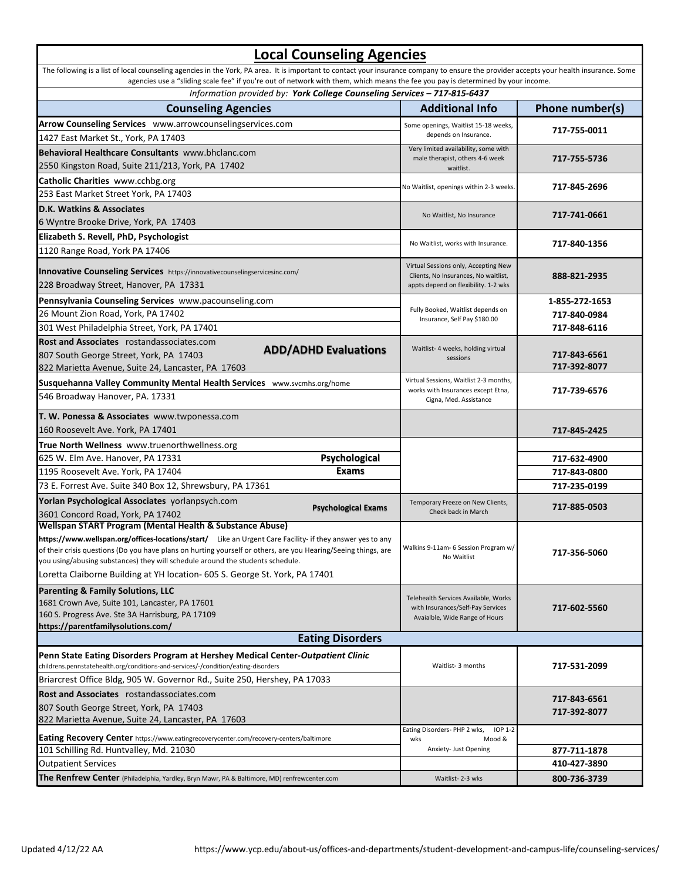# Local Counseling Agencies

The following is a list of local counseling agencies in the York, PA area. It is important to contact your insurance company to ensure the provider accepts your health insurance. Some agencies use a "sliding scale fee" if you're out of network with them, which means the fee you pay is determined by your income.

*Information provided by: **York College Counseling Services – 717-815-6437***

| Counseling Agencies | Additional Info | Phone number(s) |
|---|---|---|
| **Arrow Counseling Services** www.arrowcounselingservices.com<br>1427 East Market St., York, PA 17403 | Some openings, Waitlist 15-18 weeks, depends on Insurance. | 717-755-0011 |
| **Behavioral Healthcare Consultants** www.bhclanc.com<br>2550 Kingston Road, Suite 211/213, York, PA 17402 | Very limited availability, some with male therapist, others 4-6 week waitlist. | 717-755-5736 |
| **Catholic Charities** www.cchbg.org<br>253 East Market Street York, PA 17403 | No Waitlist, openings within 2-3 weeks. | 717-845-2696 |
| **D.K. Watkins & Associates**<br>6 Wyntre Brooke Drive, York, PA 17403 | No Waitlist, No Insurance | 717-741-0661 |
| **Elizabeth S. Revell, PhD, Psychologist**<br>1120 Range Road, York PA 17406 | No Waitlist, works with Insurance. | 717-840-1356 |
| **Innovative Counseling Services** https://innovativecounselingservicesinc.com/<br>228 Broadway Street, Hanover, PA 17331 | Virtual Sessions only, Accepting New Clients, No Insurances, No waitlist, appts depend on flexibility. 1-2 wks | 888-821-2935 |
| **Pennsylvania Counseling Services** www.pacounseling.com<br>26 Mount Zion Road, York, PA 17402<br>301 West Philadelphia Street, York, PA 17401 | Fully Booked, Waitlist depends on Insurance, Self Pay $180.00 | 1-855-272-1653<br>717-840-0984<br>717-848-6116 |
| **Rost and Associates** rostandassociates.com **ADD/ADHD Evaluations**<br>807 South George Street, York, PA 17403<br>822 Marietta Avenue, Suite 24, Lancaster, PA 17603 | Waitlist- 4 weeks, holding virtual sessions | 717-843-6561<br>717-392-8077 |
| **Susquehanna Valley Community Mental Health Services** www.svcmhs.org/home<br>546 Broadway Hanover, PA. 17331 | Virtual Sessions, Waitlist 2-3 months, works with Insurances except Etna, Cigna, Med. Assistance | 717-739-6576 |
| **T. W. Ponessa & Associates** www.twponessa.com<br>160 Roosevelt Ave. York, PA 17401 | | 717-845-2425 |
| **True North Wellness** www.truenorthwellness.org **Psychological Exams**<br>625 W. Elm Ave. Hanover, PA 17331<br>1195 Roosevelt Ave. York, PA 17404<br>73 E. Forrest Ave. Suite 340 Box 12, Shrewsbury, PA 17361 | | 717-632-4900<br>717-843-0800<br>717-235-0199 |
| **Yorlan Psychological Associates** yorlanpsych.com **Psychological Exams**<br>3601 Concord Road, York, PA 17402 | Temporary Freeze on New Clients, Check back in March | 717-885-0503 |
| **Wellspan START Program (Mental Health & Substance Abuse)**<br>**https://www.wellspan.org/offices-locations/start/** Like an Urgent Care Facility- if they answer yes to any of their crisis questions (Do you have plans on hurting yourself or others, are you Hearing/Seeing things, are you using/abusing substances) they will schedule around the students schedule.<br>Loretta Claiborne Building at YH location- 605 S. George St. York, PA 17401 | Walkins 9-11am- 6 Session Program w/ No Waitlist | 717-356-5060 |
| **Parenting & Family Solutions, LLC**<br>1681 Crown Ave, Suite 101, Lancaster, PA 17601<br>160 S. Progress Ave. Ste 3A Harrisburg, PA 17109<br>**https://parentfamilysolutions.com/** | Telehealth Services Available, Works with Insurances/Self-Pay Services Avaialble, Wide Range of Hours | 717-602-5560 |
| **Eating Disorders** | | |
| **Penn State Eating Disorders Program at Hershey Medical Center-*Outpatient Clinic***<br>childrens.pennstatehealth.org/conditions-and-services/-/condition/eating-disorders<br>Briarcrest Office Bldg, 905 W. Governor Rd., Suite 250, Hershey, PA 17033 | Waitlist- 3 months | 717-531-2099 |
| **Rost and Associates** rostandassociates.com<br>807 South George Street, York, PA 17403<br>822 Marietta Avenue, Suite 24, Lancaster, PA 17603 | | 717-843-6561<br>717-392-8077 |
| **Eating Recovery Center** https://www.eatingrecoverycenter.com/recovery-centers/baltimore<br>101 Schilling Rd. Huntvalley, Md. 21030 | Eating Disorders- PHP 2 wks, IOP 1-2 wks Mood & Anxiety- Just Opening | 877-711-1878 |
| Outpatient Services | | 410-427-3890 |
| **The Renfrew Center** (Philadelphia, Yardley, Bryn Mawr, PA & Baltimore, MD) renfrewcenter.com | Waitlist- 2-3 wks | 800-736-3739 |

Updated 4/12/22 AA https://www.ycp.edu/about-us/offices-and-departments/student-development-and-campus-life/counseling-services/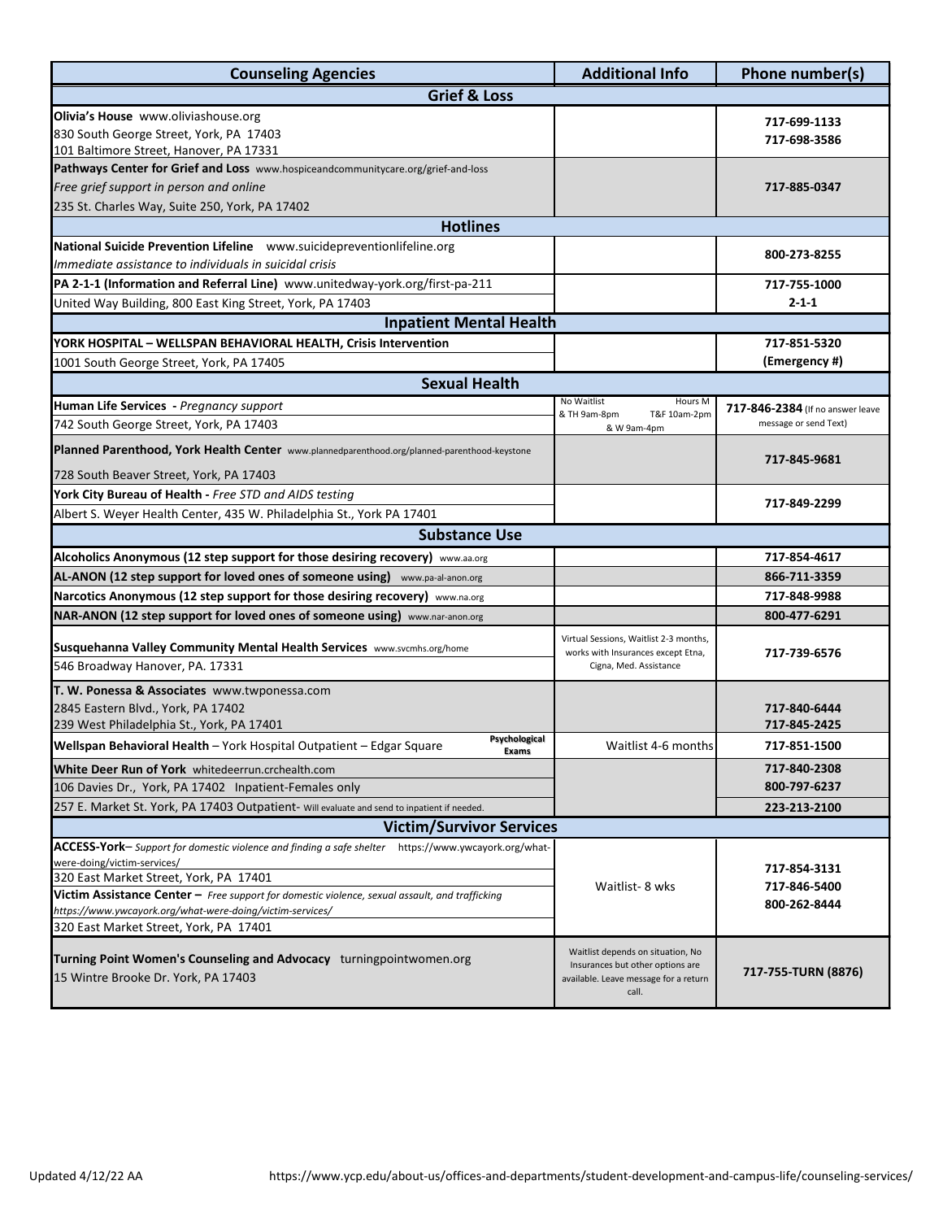| Counseling Agencies | Additional Info | Phone number(s) |
|---|---|---|
| **Grief & Loss** | | |
| **Olivia's House** www.oliviashouse.org<br>830 South George Street, York, PA 17403<br>101 Baltimore Street, Hanover, PA 17331 | | **717-699-1133**<br>**717-698-3586** |
| **Pathways Center for Grief and Loss** www.hospiceandcommunitycare.org/grief-and-loss<br>*Free grief support in person and online*<br>235 St. Charles Way, Suite 250, York, PA 17402 | | **717-885-0347** |
| **Hotlines** | | |
| **National Suicide Prevention Lifeline** www.suicidepreventionlifeline.org<br>*Immediate assistance to individuals in suicidal crisis* | | **800-273-8255** |
| **PA 2-1-1 (Information and Referral Line)** www.unitedway-york.org/first-pa-211<br>United Way Building, 800 East King Street, York, PA 17403 | | **717-755-1000**<br>**2-1-1** |
| **Inpatient Mental Health** | | |
| **YORK HOSPITAL – WELLSPAN BEHAVIORAL HEALTH, Crisis Intervention**<br>1001 South George Street, York, PA 17405 | | **717-851-5320**<br>**(Emergency #)** |
| **Sexual Health** | | |
| **Human Life Services** - *Pregnancy support*<br>742 South George Street, York, PA 17403 | No Waitlist Hours M & TH 9am-8pm T&F 10am-2pm & W 9am-4pm | **717-846-2384** (If no answer leave message or send Text) |
| **Planned Parenthood, York Health Center** www.plannedparenthood.org/planned-parenthood-keystone<br>728 South Beaver Street, York, PA 17403 | | **717-845-9681** |
| **York City Bureau of Health** - *Free STD and AIDS testing*<br>Albert S. Weyer Health Center, 435 W. Philadelphia St., York PA 17401 | | **717-849-2299** |
| **Substance Use** | | |
| **Alcoholics Anonymous (12 step support for those desiring recovery)** www.aa.org | | **717-854-4617** |
| **AL-ANON (12 step support for loved ones of someone using)** www.pa-al-anon.org | | **866-711-3359** |
| **Narcotics Anonymous (12 step support for those desiring recovery)** www.na.org | | **717-848-9988** |
| **NAR-ANON (12 step support for loved ones of someone using)** www.nar-anon.org | | **800-477-6291** |
| **Susquehanna Valley Community Mental Health Services** www.svcmhs.org/home<br>546 Broadway Hanover, PA. 17331 | Virtual Sessions, Waitlist 2-3 months, works with Insurances except Etna, Cigna, Med. Assistance | **717-739-6576** |
| **T. W. Ponessa & Associates** www.twponessa.com<br>2845 Eastern Blvd., York, PA 17402<br>239 West Philadelphia St., York, PA 17401 | | **717-840-6444**<br>**717-845-2425** |
| **Wellspan Behavioral Health** – York Hospital Outpatient – Edgar Square **Psychological Exams** | Waitlist 4-6 months | **717-851-1500** |
| **White Deer Run of York** whitedeerrun.crchealth.com<br>106 Davies Dr., York, PA 17402 Inpatient-Females only<br>257 E. Market St. York, PA 17403 Outpatient- Will evaluate and send to inpatient if needed. | | **717-840-2308**<br>**800-797-6237**<br>**223-213-2100** |
| **Victim/Survivor Services** | | |
| **ACCESS-York**– *Support for domestic violence and finding a safe shelter* https://www.ywcayork.org/what-were-doing/victim-services/<br>320 East Market Street, York, PA 17401<br>**Victim Assistance Center** – *Free support for domestic violence, sexual assault, and trafficking* *https://www.ywcayork.org/what-were-doing/victim-services/*<br>320 East Market Street, York, PA 17401 | Waitlist- 8 wks | **717-854-3131**<br>**717-846-5400**<br>**800-262-8444** |
| **Turning Point Women's Counseling and Advocacy** turningpointwomen.org<br>15 Wintre Brooke Dr. York, PA 17403 | Waitlist depends on situation, No Insurances but other options are available. Leave message for a return call. | **717-755-TURN (8876)** |

Updated 4/12/22 AA https://www.ycp.edu/about-us/offices-and-departments/student-development-and-campus-life/counseling-services/